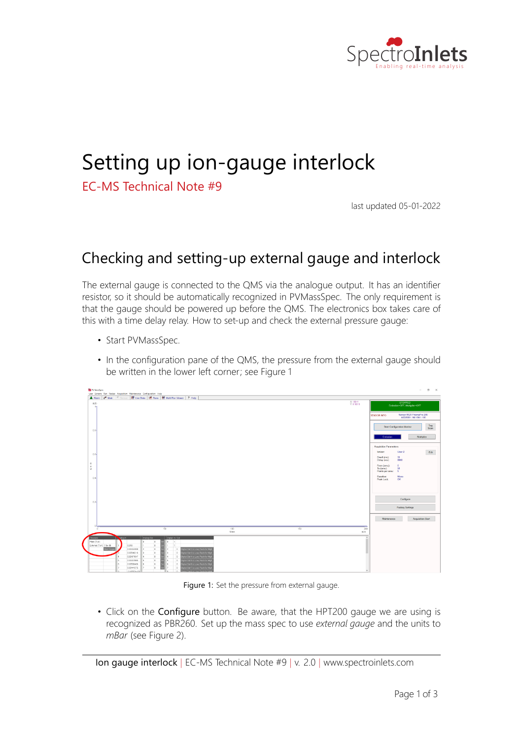# Setting up ion-gauge interlock

EC-MS Technical Note #9

last updated 05-01-2022

## Checking and setting-up external gauge and interlock

The external gauge is connected to the QMS via the analogue output. It has an identifier resistor, so it should be automatically recognized in PVMassSpec. The only requirement is that the gauge should be powered up before the QMS. The electronics box takes care of this with a time delay relay. How to set-up and check the external pressure gauge:

- Start PVMassSpec.
- In the configuration pane of the QMS, the pressure from the external gauge should be written in the lower left corner; see Figure 1

Figure 1: Set the pressure from external gauge.

- Click on the **Configure** button. Be aware, that the HPT200 gauge we are using is recognized as PBR260. Set up the mass spec to use *external gauge* and the units to *mBar* (see Figure 2).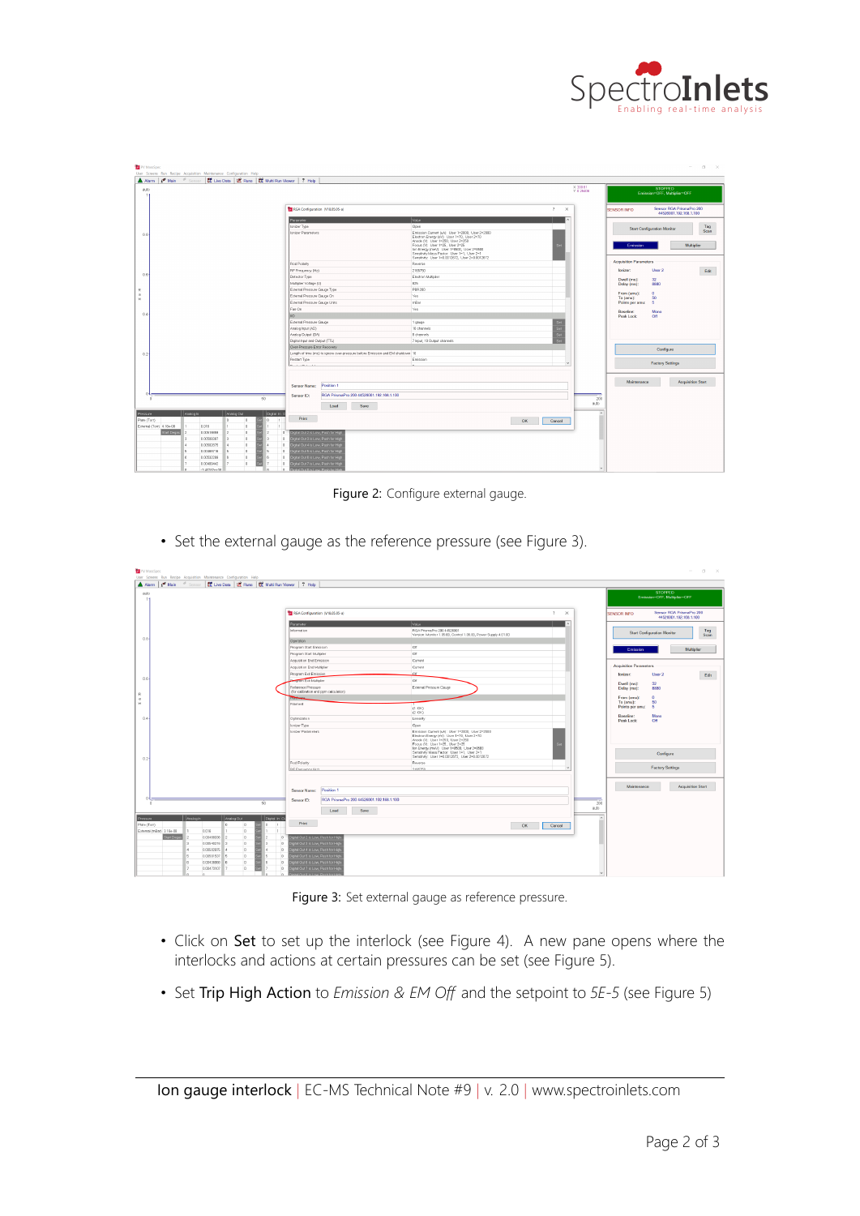Figure 2: Configure external gauge.

- Set the external gauge as the reference pressure (see Figure 3).

Figure 3: Set external gauge as reference pressure.

- Click on **Set** to set up the interlock (see Figure 4). A new pane opens where the interlocks and actions at certain pressures can be set (see Figure 5).
- Set **Trip High Action** to *Emission & EM Off* and the setpoint to *5E-5* (see Figure 5)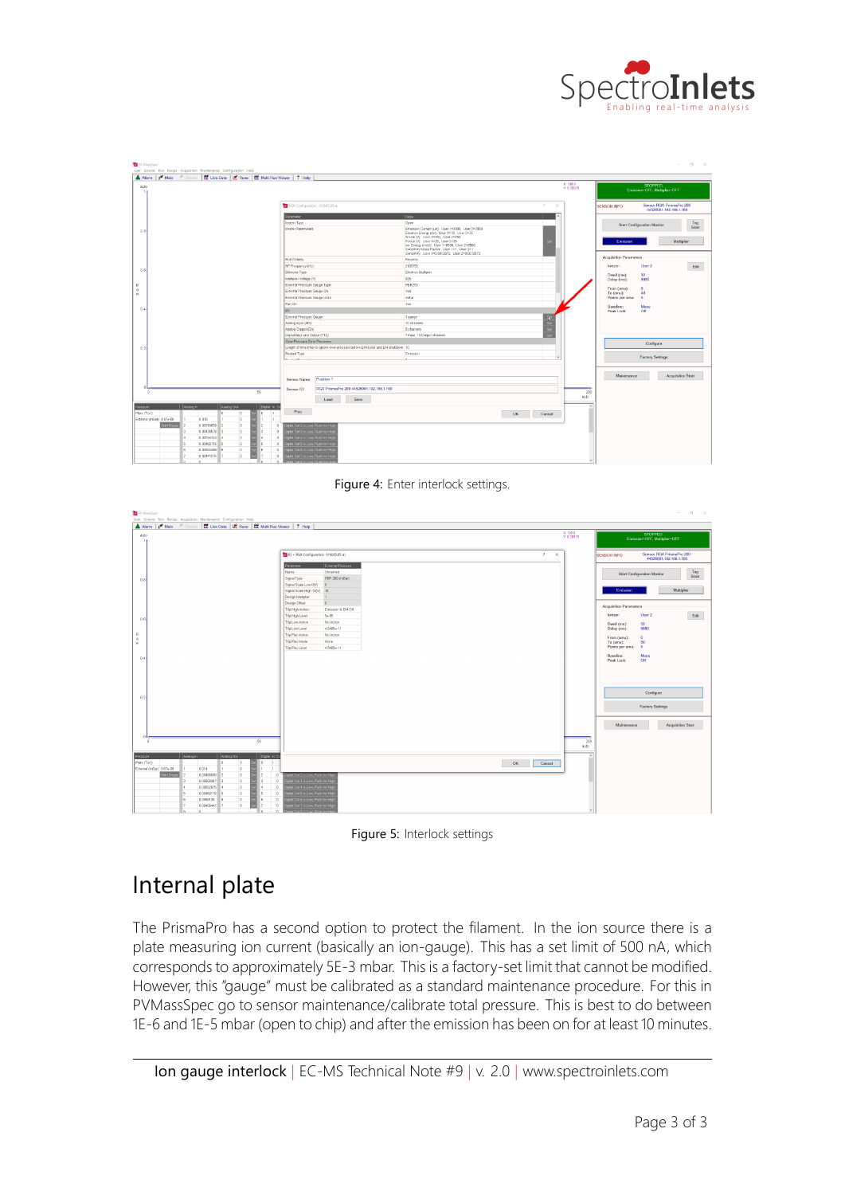Figure 4: Enter interlock settings.

Figure 5: Interlock settings

# Internal plate

The PrismaPro has a second option to protect the filament. In the ion source there is a plate measuring ion current (basically an ion-gauge). This has a set limit of 500 nA, which corresponds to approximately 5E-3 mbar. This is a factory-set limit that cannot be modified. However, this "gauge" must be calibrated as a standard maintenance procedure. For this in PVMassSpec go to sensor maintenance/calibrate total pressure. This is best to do between 1E-6 and 1E-5 mbar (open to chip) and after the emission has been on for at least 10 minutes.